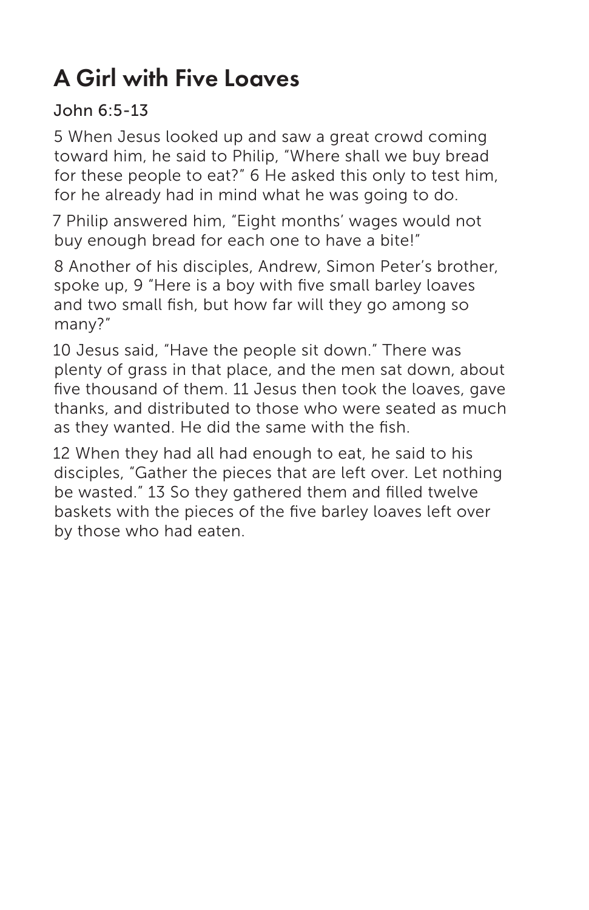# A Girl with Five Loaves

John 6:5-13

5 When Jesus looked up and saw a great crowd coming toward him, he said to Philip, "Where shall we buy bread for these people to eat?" 6 He asked this only to test him, for he already had in mind what he was going to do.

7 Philip answered him, "Eight months' wages would not buy enough bread for each one to have a bite!"

8 Another of his disciples, Andrew, Simon Peter's brother, spoke up, 9 "Here is a boy with five small barley loaves and two small fish, but how far will they go among so many?"

10 Jesus said, "Have the people sit down." There was plenty of grass in that place, and the men sat down, about five thousand of them. 11 Jesus then took the loaves, gave thanks, and distributed to those who were seated as much as they wanted. He did the same with the fish.

12 When they had all had enough to eat, he said to his disciples, "Gather the pieces that are left over. Let nothing be wasted." 13 So they gathered them and filled twelve baskets with the pieces of the five barley loaves left over by those who had eaten.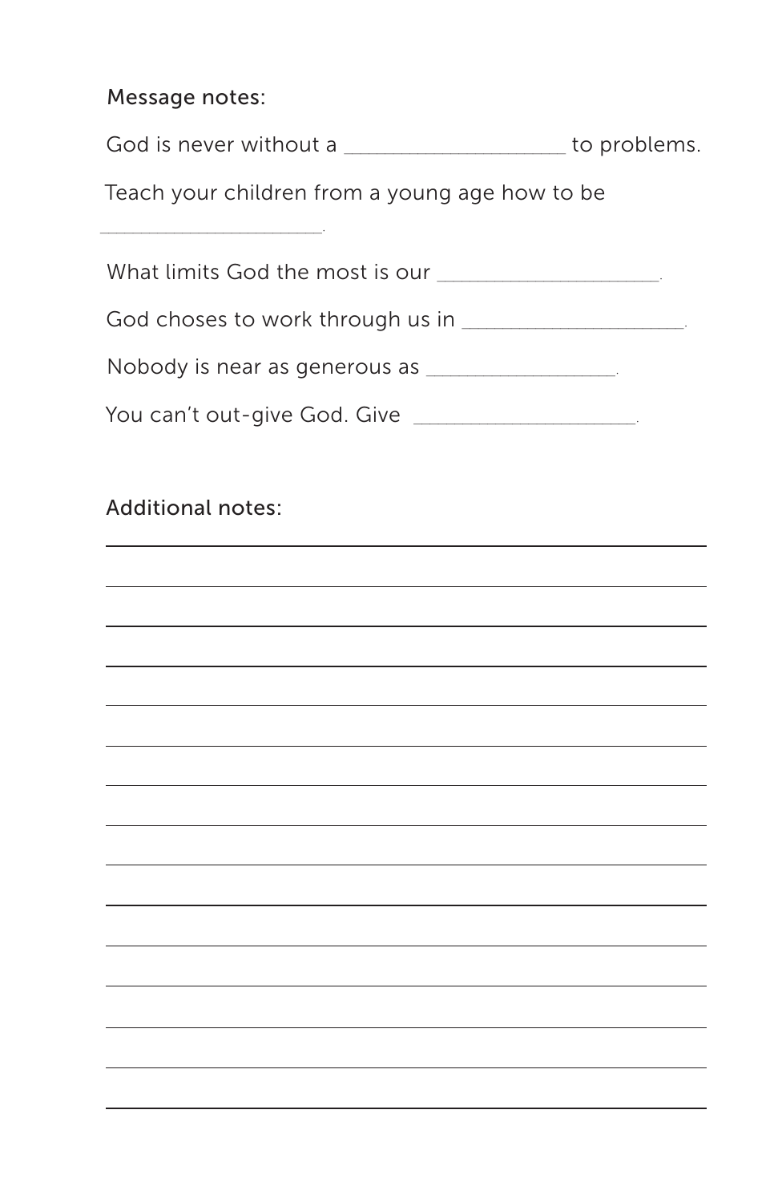Message notes:

God is never without a ____________________ to problems.

Teach your children from a young age how to be ____________________.

What limits God the most is our ____________________.

God choses to work through us in ____________________.

Nobody is near as generous as __________________.

You can't out-give God. Give ____________________.

Additional notes:

________________________________________________________________

________________________________________________________________

________________________________________________________________

________________________________________________________________

________________________________________________________________

________________________________________________________________

________________________________________________________________

________________________________________________________________

________________________________________________________________

________________________________________________________________

________________________________________________________________

________________________________________________________________

________________________________________________________________

________________________________________________________________

________________________________________________________________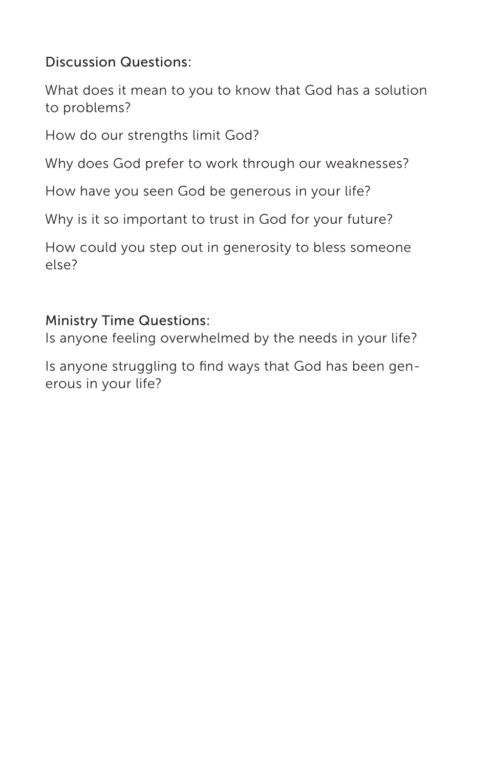Discussion Questions:

What does it mean to you to know that God has a solution to problems?

How do our strengths limit God?

Why does God prefer to work through our weaknesses?

How have you seen God be generous in your life?

Why is it so important to trust in God for your future?

How could you step out in generosity to bless someone else?

Ministry Time Questions:

Is anyone feeling overwhelmed by the needs in your life?

Is anyone struggling to find ways that God has been generous in your life?